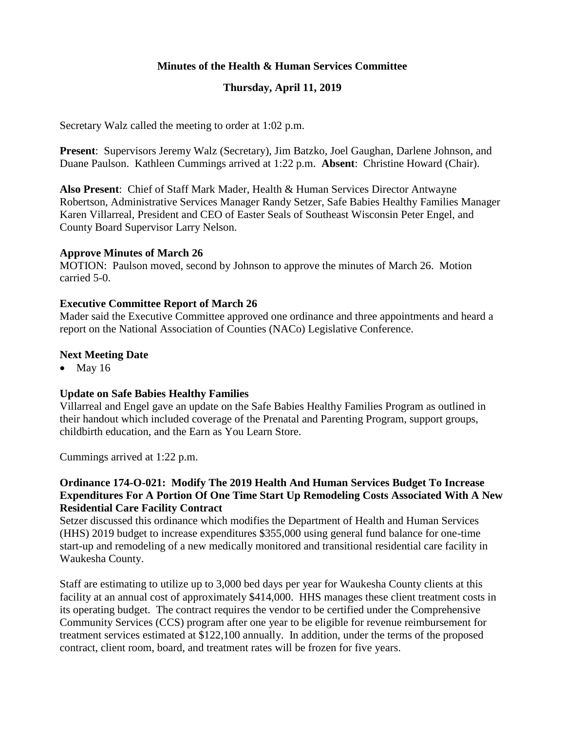# Minutes of the Health & Human Services Committee

## Thursday, April 11, 2019

Secretary Walz called the meeting to order at 1:02 p.m.

**Present**: Supervisors Jeremy Walz (Secretary), Jim Batzko, Joel Gaughan, Darlene Johnson, and Duane Paulson. Kathleen Cummings arrived at 1:22 p.m. **Absent**: Christine Howard (Chair).

**Also Present**: Chief of Staff Mark Mader, Health & Human Services Director Antwayne Robertson, Administrative Services Manager Randy Setzer, Safe Babies Healthy Families Manager Karen Villarreal, President and CEO of Easter Seals of Southeast Wisconsin Peter Engel, and County Board Supervisor Larry Nelson.

**Approve Minutes of March 26**

MOTION: Paulson moved, second by Johnson to approve the minutes of March 26. Motion carried 5-0.

**Executive Committee Report of March 26**

Mader said the Executive Committee approved one ordinance and three appointments and heard a report on the National Association of Counties (NACo) Legislative Conference.

**Next Meeting Date**

- May 16

**Update on Safe Babies Healthy Families**

Villarreal and Engel gave an update on the Safe Babies Healthy Families Program as outlined in their handout which included coverage of the Prenatal and Parenting Program, support groups, childbirth education, and the Earn as You Learn Store.

Cummings arrived at 1:22 p.m.

**Ordinance 174-O-021: Modify The 2019 Health And Human Services Budget To Increase Expenditures For A Portion Of One Time Start Up Remodeling Costs Associated With A New Residential Care Facility Contract**

Setzer discussed this ordinance which modifies the Department of Health and Human Services (HHS) 2019 budget to increase expenditures $355,000 using general fund balance for one-time start-up and remodeling of a new medically monitored and transitional residential care facility in Waukesha County.

Staff are estimating to utilize up to 3,000 bed days per year for Waukesha County clients at this facility at an annual cost of approximately $414,000. HHS manages these client treatment costs in its operating budget. The contract requires the vendor to be certified under the Comprehensive Community Services (CCS) program after one year to be eligible for revenue reimbursement for treatment services estimated at $122,100 annually. In addition, under the terms of the proposed contract, client room, board, and treatment rates will be frozen for five years.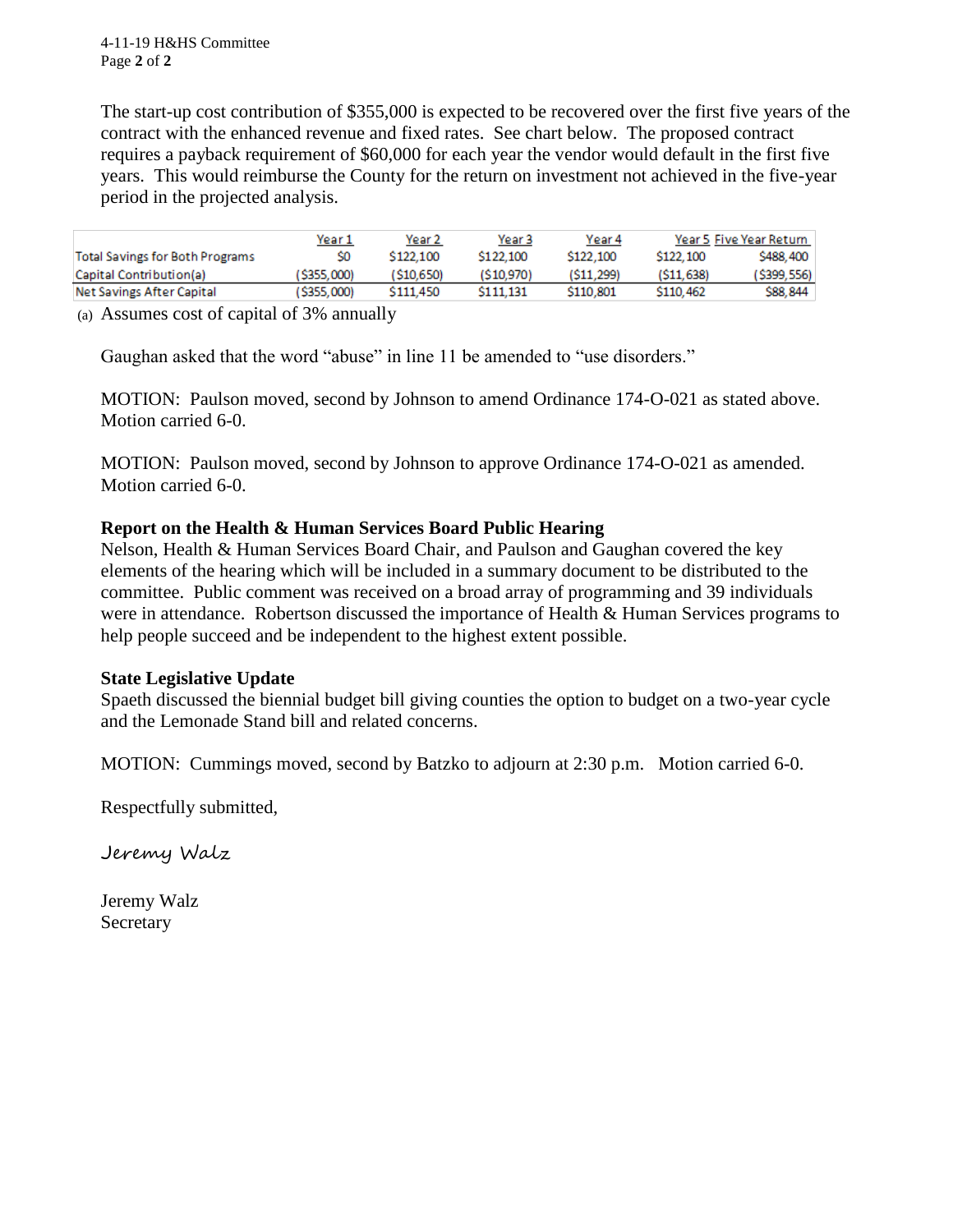The start-up cost contribution of $355,000 is expected to be recovered over the first five years of the contract with the enhanced revenue and fixed rates. See chart below. The proposed contract requires a payback requirement of $60,000 for each year the vendor would default in the first five years. This would reimburse the County for the return on investment not achieved in the five-year period in the projected analysis.

| | Year 1 | Year 2 | Year 3 | Year 4 | Year 5 | Five Year Return |
|---|---|---|---|---|---|---|
| Total Savings for Both Programs | $0 | $122,100 | $122,100 | $122,100 | $122,100 | $488,400 |
| Capital Contribution(a) | ($355,000) | ($10,650) | ($10,970) | ($11,299) | ($11,638) | ($399,556) |
| Net Savings After Capital | ($355,000) | $111,450 | $111,131 | $110,801 | $110,462 | $88,844 |

(a) Assumes cost of capital of 3% annually

Gaughan asked that the word "abuse" in line 11 be amended to "use disorders."

MOTION: Paulson moved, second by Johnson to amend Ordinance 174-O-021 as stated above. Motion carried 6-0.

MOTION: Paulson moved, second by Johnson to approve Ordinance 174-O-021 as amended. Motion carried 6-0.

**Report on the Health & Human Services Board Public Hearing**

Nelson, Health & Human Services Board Chair, and Paulson and Gaughan covered the key elements of the hearing which will be included in a summary document to be distributed to the committee. Public comment was received on a broad array of programming and 39 individuals were in attendance. Robertson discussed the importance of Health & Human Services programs to help people succeed and be independent to the highest extent possible.

**State Legislative Update**

Spaeth discussed the biennial budget bill giving counties the option to budget on a two-year cycle and the Lemonade Stand bill and related concerns.

MOTION: Cummings moved, second by Batzko to adjourn at 2:30 p.m. Motion carried 6-0.

Respectfully submitted,

Jeremy Walz

Jeremy Walz
Secretary